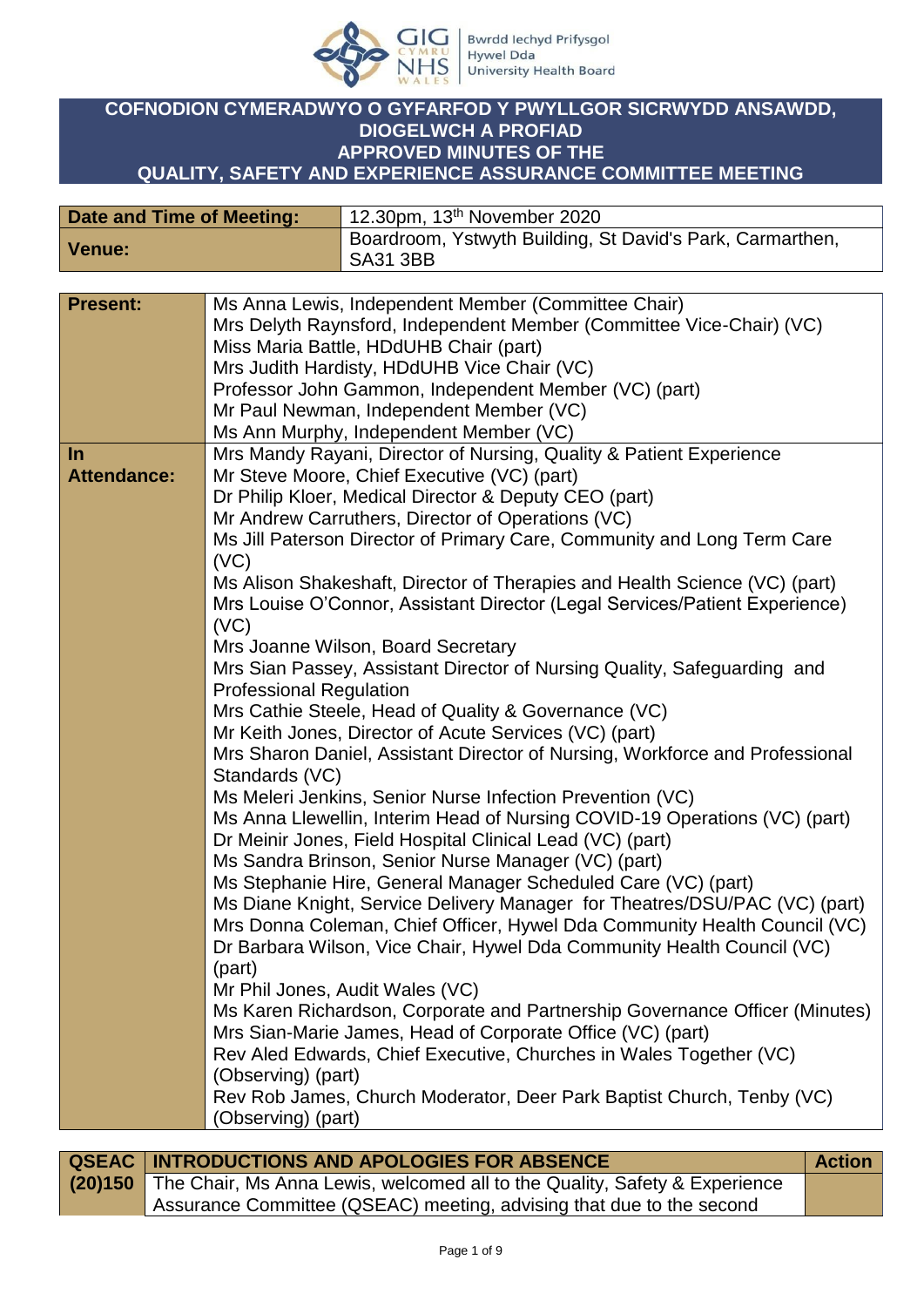GIG CYMRU NHS WALES | Bwrdd Iechyd Prifysgol Hywel Dda University Health Board

# COFNODION CYMERADWYO O GYFARFOD Y PWYLLGOR SICRWYDD ANSAWDD, DIOGELWCH A PROFIAD
# APPROVED MINUTES OF THE QUALITY, SAFETY AND EXPERIENCE ASSURANCE COMMITTEE MEETING

| | |
|---|---|
| **Date and Time of Meeting:** | 12.30pm, 13th November 2020 |
| **Venue:** | Boardroom, Ystwyth Building, St David's Park, Carmarthen, SA31 3BB |

| | |
|---|---|
| **Present:** | Ms Anna Lewis, Independent Member (Committee Chair)<br>Mrs Delyth Raynsford, Independent Member (Committee Vice-Chair) (VC)<br>Miss Maria Battle, HDdUHB Chair (part)<br>Mrs Judith Hardisty, HDdUHB Vice Chair (VC)<br>Professor John Gammon, Independent Member (VC) (part)<br>Mr Paul Newman, Independent Member (VC)<br>Ms Ann Murphy, Independent Member (VC) |
| **In Attendance:** | Mrs Mandy Rayani, Director of Nursing, Quality & Patient Experience<br>Mr Steve Moore, Chief Executive (VC) (part)<br>Dr Philip Kloer, Medical Director & Deputy CEO (part)<br>Mr Andrew Carruthers, Director of Operations (VC)<br>Ms Jill Paterson Director of Primary Care, Community and Long Term Care (VC)<br>Ms Alison Shakeshaft, Director of Therapies and Health Science (VC) (part)<br>Mrs Louise O'Connor, Assistant Director (Legal Services/Patient Experience) (VC)<br>Mrs Joanne Wilson, Board Secretary<br>Mrs Sian Passey, Assistant Director of Nursing Quality, Safeguarding and Professional Regulation<br>Mrs Cathie Steele, Head of Quality & Governance (VC)<br>Mr Keith Jones, Director of Acute Services (VC) (part)<br>Mrs Sharon Daniel, Assistant Director of Nursing, Workforce and Professional Standards (VC)<br>Ms Meleri Jenkins, Senior Nurse Infection Prevention (VC)<br>Ms Anna Llewellin, Interim Head of Nursing COVID-19 Operations (VC) (part)<br>Dr Meinir Jones, Field Hospital Clinical Lead (VC) (part)<br>Ms Sandra Brinson, Senior Nurse Manager (VC) (part)<br>Ms Stephanie Hire, General Manager Scheduled Care (VC) (part)<br>Ms Diane Knight, Service Delivery Manager for Theatres/DSU/PAC (VC) (part)<br>Mrs Donna Coleman, Chief Officer, Hywel Dda Community Health Council (VC)<br>Dr Barbara Wilson, Vice Chair, Hywel Dda Community Health Council (VC) (part)<br>Mr Phil Jones, Audit Wales (VC)<br>Ms Karen Richardson, Corporate and Partnership Governance Officer (Minutes)<br>Mrs Sian-Marie James, Head of Corporate Office (VC) (part)<br>Rev Aled Edwards, Chief Executive, Churches in Wales Together (VC) (Observing) (part)<br>Rev Rob James, Church Moderator, Deer Park Baptist Church, Tenby (VC) (Observing) (part) |

| QSEAC | INTRODUCTIONS AND APOLOGIES FOR ABSENCE | Action |
|---|---|---|
| (20)150 | The Chair, Ms Anna Lewis, welcomed all to the Quality, Safety & Experience Assurance Committee (QSEAC) meeting, advising that due to the second | |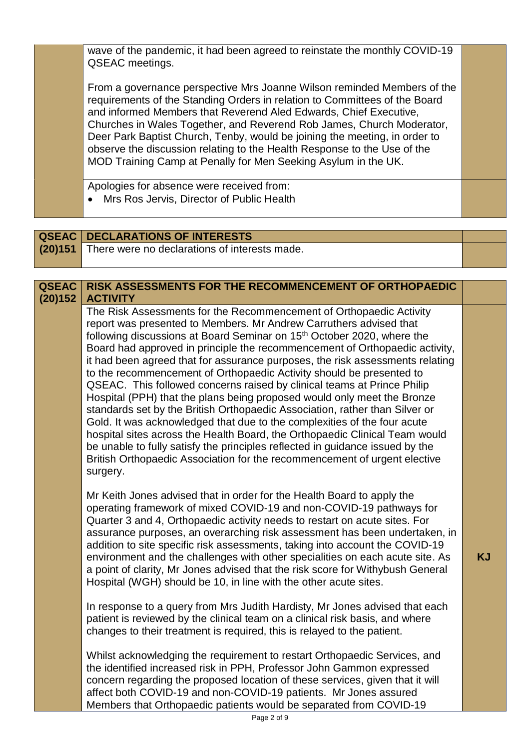| | | |
|---|---|---|
| | wave of the pandemic, it had been agreed to reinstate the monthly COVID-19 QSEAC meetings.<br><br>From a governance perspective Mrs Joanne Wilson reminded Members of the requirements of the Standing Orders in relation to Committees of the Board and informed Members that Reverend Aled Edwards, Chief Executive, Churches in Wales Together, and Reverend Rob James, Church Moderator, Deer Park Baptist Church, Tenby, would be joining the meeting, in order to observe the discussion relating to the Health Response to the Use of the MOD Training Camp at Penally for Men Seeking Asylum in the UK. | |
| | Apologies for absence were received from:<br>• Mrs Ros Jervis, Director of Public Health | |

| | | |
|---|---|---|
| **QSEAC (20)151** | **DECLARATIONS OF INTERESTS** | |
| | There were no declarations of interests made. | |

| | | |
|---|---|---|
| **QSEAC (20)152** | **RISK ASSESSMENTS FOR THE RECOMMENCEMENT OF ORTHOPAEDIC ACTIVITY** | |
| | The Risk Assessments for the Recommencement of Orthopaedic Activity report was presented to Members. Mr Andrew Carruthers advised that following discussions at Board Seminar on 15th October 2020, where the Board had approved in principle the recommencement of Orthopaedic activity, it had been agreed that for assurance purposes, the risk assessments relating to the recommencement of Orthopaedic Activity should be presented to QSEAC. This followed concerns raised by clinical teams at Prince Philip Hospital (PPH) that the plans being proposed would only meet the Bronze standards set by the British Orthopaedic Association, rather than Silver or Gold. It was acknowledged that due to the complexities of the four acute hospital sites across the Health Board, the Orthopaedic Clinical Team would be unable to fully satisfy the principles reflected in guidance issued by the British Orthopaedic Association for the recommencement of urgent elective surgery.<br><br>Mr Keith Jones advised that in order for the Health Board to apply the operating framework of mixed COVID-19 and non-COVID-19 pathways for Quarter 3 and 4, Orthopaedic activity needs to restart on acute sites. For assurance purposes, an overarching risk assessment has been undertaken, in addition to site specific risk assessments, taking into account the COVID-19 environment and the challenges with other specialities on each acute site. As a point of clarity, Mr Jones advised that the risk score for Withybush General Hospital (WGH) should be 10, in line with the other acute sites.<br><br>In response to a query from Mrs Judith Hardisty, Mr Jones advised that each patient is reviewed by the clinical team on a clinical risk basis, and where changes to their treatment is required, this is relayed to the patient.<br><br>Whilst acknowledging the requirement to restart Orthopaedic Services, and the identified increased risk in PPH, Professor John Gammon expressed concern regarding the proposed location of these services, given that it will affect both COVID-19 and non-COVID-19 patients. Mr Jones assured Members that Orthopaedic patients would be separated from COVID-19 | **KJ** |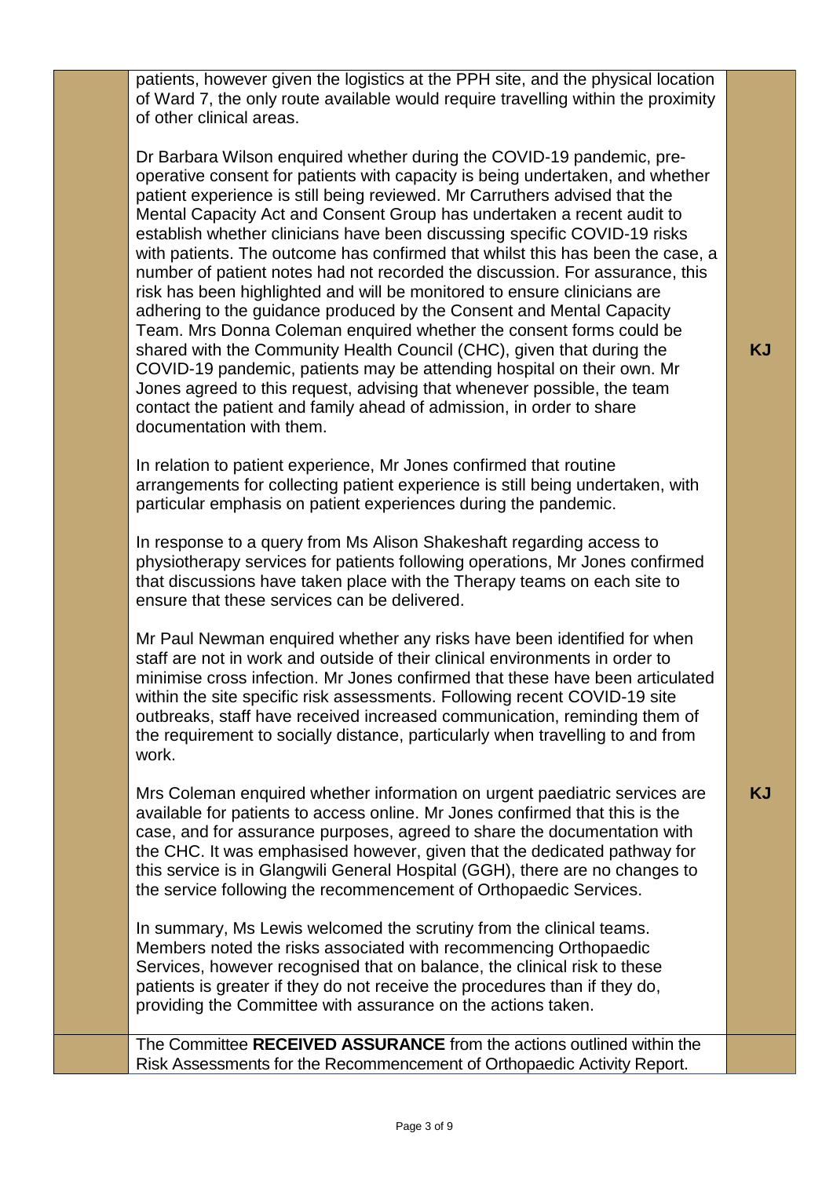| | | |
|---|---|---|
| | patients, however given the logistics at the PPH site, and the physical location of Ward 7, the only route available would require travelling within the proximity of other clinical areas.<br><br>Dr Barbara Wilson enquired whether during the COVID-19 pandemic, pre-operative consent for patients with capacity is being undertaken, and whether patient experience is still being reviewed. Mr Carruthers advised that the Mental Capacity Act and Consent Group has undertaken a recent audit to establish whether clinicians have been discussing specific COVID-19 risks with patients. The outcome has confirmed that whilst this has been the case, a number of patient notes had not recorded the discussion. For assurance, this risk has been highlighted and will be monitored to ensure clinicians are adhering to the guidance produced by the Consent and Mental Capacity Team. Mrs Donna Coleman enquired whether the consent forms could be shared with the Community Health Council (CHC), given that during the COVID-19 pandemic, patients may be attending hospital on their own. Mr Jones agreed to this request, advising that whenever possible, the team contact the patient and family ahead of admission, in order to share documentation with them.<br><br>In relation to patient experience, Mr Jones confirmed that routine arrangements for collecting patient experience is still being undertaken, with particular emphasis on patient experiences during the pandemic.<br><br>In response to a query from Ms Alison Shakeshaft regarding access to physiotherapy services for patients following operations, Mr Jones confirmed that discussions have taken place with the Therapy teams on each site to ensure that these services can be delivered.<br><br>Mr Paul Newman enquired whether any risks have been identified for when staff are not in work and outside of their clinical environments in order to minimise cross infection. Mr Jones confirmed that these have been articulated within the site specific risk assessments. Following recent COVID-19 site outbreaks, staff have received increased communication, reminding them of the requirement to socially distance, particularly when travelling to and from work. | **KJ** |
| | Mrs Coleman enquired whether information on urgent paediatric services are available for patients to access online. Mr Jones confirmed that this is the case, and for assurance purposes, agreed to share the documentation with the CHC. It was emphasised however, given that the dedicated pathway for this service is in Glangwili General Hospital (GGH), there are no changes to the service following the recommencement of Orthopaedic Services.<br><br>In summary, Ms Lewis welcomed the scrutiny from the clinical teams. Members noted the risks associated with recommencing Orthopaedic Services, however recognised that on balance, the clinical risk to these patients is greater if they do not receive the procedures than if they do, providing the Committee with assurance on the actions taken. | **KJ** |
| | The Committee **RECEIVED ASSURANCE** from the actions outlined within the Risk Assessments for the Recommencement of Orthopaedic Activity Report. | |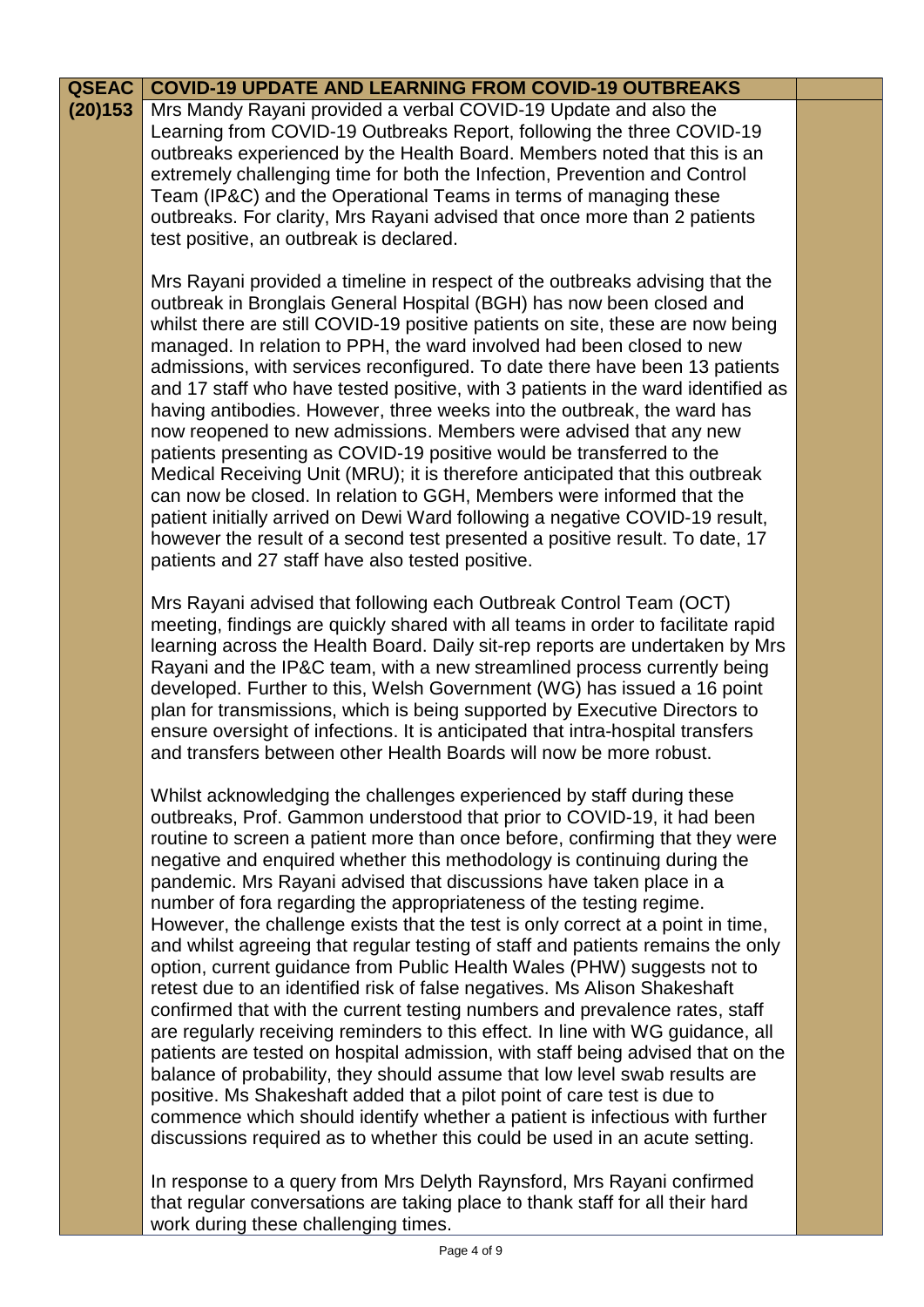| QSEAC (20)153 | COVID-19 UPDATE AND LEARNING FROM COVID-19 OUTBREAKS | |
|---|---|---|
| | Mrs Mandy Rayani provided a verbal COVID-19 Update and also the Learning from COVID-19 Outbreaks Report, following the three COVID-19 outbreaks experienced by the Health Board. Members noted that this is an extremely challenging time for both the Infection, Prevention and Control Team (IP&C) and the Operational Teams in terms of managing these outbreaks. For clarity, Mrs Rayani advised that once more than 2 patients test positive, an outbreak is declared.<br><br>Mrs Rayani provided a timeline in respect of the outbreaks advising that the outbreak in Bronglais General Hospital (BGH) has now been closed and whilst there are still COVID-19 positive patients on site, these are now being managed. In relation to PPH, the ward involved had been closed to new admissions, with services reconfigured. To date there have been 13 patients and 17 staff who have tested positive, with 3 patients in the ward identified as having antibodies. However, three weeks into the outbreak, the ward has now reopened to new admissions. Members were advised that any new patients presenting as COVID-19 positive would be transferred to the Medical Receiving Unit (MRU); it is therefore anticipated that this outbreak can now be closed. In relation to GGH, Members were informed that the patient initially arrived on Dewi Ward following a negative COVID-19 result, however the result of a second test presented a positive result. To date, 17 patients and 27 staff have also tested positive.<br><br>Mrs Rayani advised that following each Outbreak Control Team (OCT) meeting, findings are quickly shared with all teams in order to facilitate rapid learning across the Health Board. Daily sit-rep reports are undertaken by Mrs Rayani and the IP&C team, with a new streamlined process currently being developed. Further to this, Welsh Government (WG) has issued a 16 point plan for transmissions, which is being supported by Executive Directors to ensure oversight of infections. It is anticipated that intra-hospital transfers and transfers between other Health Boards will now be more robust.<br><br>Whilst acknowledging the challenges experienced by staff during these outbreaks, Prof. Gammon understood that prior to COVID-19, it had been routine to screen a patient more than once before, confirming that they were negative and enquired whether this methodology is continuing during the pandemic. Mrs Rayani advised that discussions have taken place in a number of fora regarding the appropriateness of the testing regime. However, the challenge exists that the test is only correct at a point in time, and whilst agreeing that regular testing of staff and patients remains the only option, current guidance from Public Health Wales (PHW) suggests not to retest due to an identified risk of false negatives. Ms Alison Shakeshaft confirmed that with the current testing numbers and prevalence rates, staff are regularly receiving reminders to this effect. In line with WG guidance, all patients are tested on hospital admission, with staff being advised that on the balance of probability, they should assume that low level swab results are positive. Ms Shakeshaft added that a pilot point of care test is due to commence which should identify whether a patient is infectious with further discussions required as to whether this could be used in an acute setting.<br><br>In response to a query from Mrs Delyth Raynsford, Mrs Rayani confirmed that regular conversations are taking place to thank staff for all their hard work during these challenging times. | |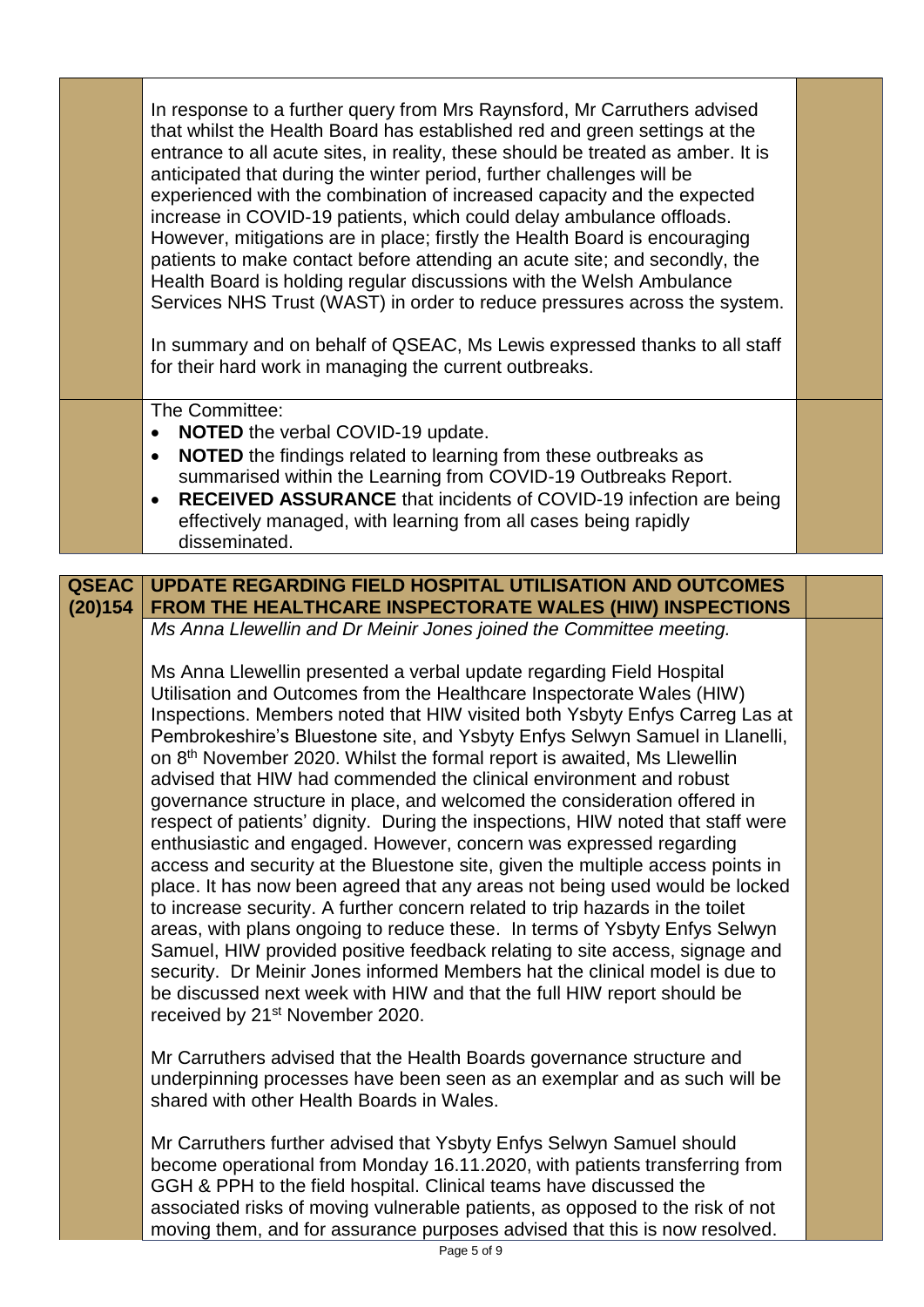| | | |
|---|---|---|
| | In response to a further query from Mrs Raynsford, Mr Carruthers advised that whilst the Health Board has established red and green settings at the entrance to all acute sites, in reality, these should be treated as amber. It is anticipated that during the winter period, further challenges will be experienced with the combination of increased capacity and the expected increase in COVID-19 patients, which could delay ambulance offloads. However, mitigations are in place; firstly the Health Board is encouraging patients to make contact before attending an acute site; and secondly, the Health Board is holding regular discussions with the Welsh Ambulance Services NHS Trust (WAST) in order to reduce pressures across the system.<br><br>In summary and on behalf of QSEAC, Ms Lewis expressed thanks to all staff for their hard work in managing the current outbreaks. | |
| | The Committee:<br>• **NOTED** the verbal COVID-19 update.<br>• **NOTED** the findings related to learning from these outbreaks as summarised within the Learning from COVID-19 Outbreaks Report.<br>• **RECEIVED ASSURANCE** that incidents of COVID-19 infection are being effectively managed, with learning from all cases being rapidly disseminated. | |

| | | |
|---|---|---|
| **QSEAC (20)154** | **UPDATE REGARDING FIELD HOSPITAL UTILISATION AND OUTCOMES FROM THE HEALTHCARE INSPECTORATE WALES (HIW) INSPECTIONS** | |
| | *Ms Anna Llewellin and Dr Meinir Jones joined the Committee meeting.*<br><br>Ms Anna Llewellin presented a verbal update regarding Field Hospital Utilisation and Outcomes from the Healthcare Inspectorate Wales (HIW) Inspections. Members noted that HIW visited both Ysbyty Enfys Carreg Las at Pembrokeshire's Bluestone site, and Ysbyty Enfys Selwyn Samuel in Llanelli, on 8th November 2020. Whilst the formal report is awaited, Ms Llewellin advised that HIW had commended the clinical environment and robust governance structure in place, and welcomed the consideration offered in respect of patients' dignity. During the inspections, HIW noted that staff were enthusiastic and engaged. However, concern was expressed regarding access and security at the Bluestone site, given the multiple access points in place. It has now been agreed that any areas not being used would be locked to increase security. A further concern related to trip hazards in the toilet areas, with plans ongoing to reduce these. In terms of Ysbyty Enfys Selwyn Samuel, HIW provided positive feedback relating to site access, signage and security. Dr Meinir Jones informed Members hat the clinical model is due to be discussed next week with HIW and that the full HIW report should be received by 21st November 2020.<br><br>Mr Carruthers advised that the Health Boards governance structure and underpinning processes have been seen as an exemplar and as such will be shared with other Health Boards in Wales.<br><br>Mr Carruthers further advised that Ysbyty Enfys Selwyn Samuel should become operational from Monday 16.11.2020, with patients transferring from GGH & PPH to the field hospital. Clinical teams have discussed the associated risks of moving vulnerable patients, as opposed to the risk of not moving them, and for assurance purposes advised that this is now resolved. | |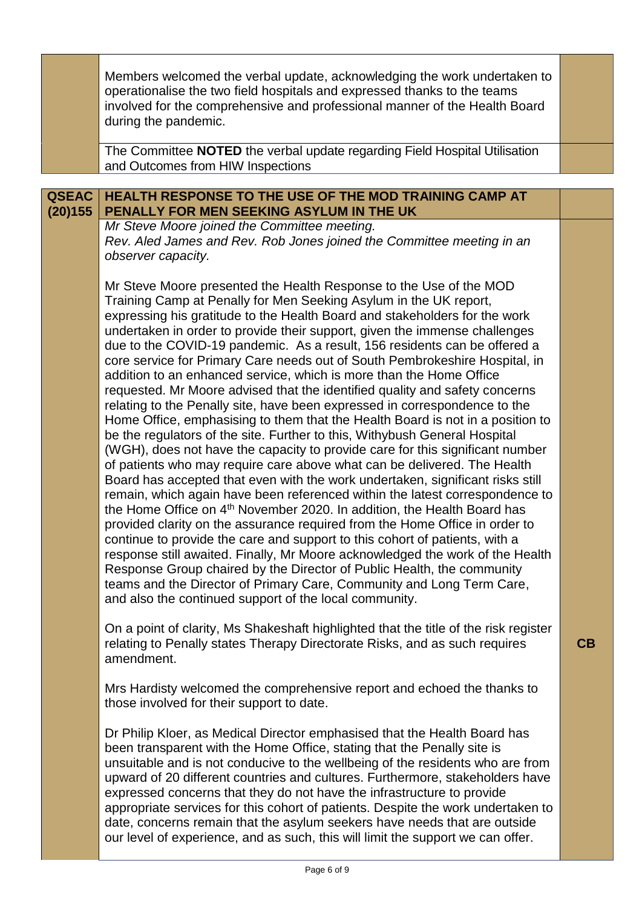| | | |
|---|---|---|
| | Members welcomed the verbal update, acknowledging the work undertaken to operationalise the two field hospitals and expressed thanks to the teams involved for the comprehensive and professional manner of the Health Board during the pandemic. | |
| | The Committee **NOTED** the verbal update regarding Field Hospital Utilisation and Outcomes from HIW Inspections | |

| | | |
|---|---|---|
| **QSEAC (20)155** | **HEALTH RESPONSE TO THE USE OF THE MOD TRAINING CAMP AT PENALLY FOR MEN SEEKING ASYLUM IN THE UK** | |
| | *Mr Steve Moore joined the Committee meeting.* *Rev. Aled James and Rev. Rob Jones joined the Committee meeting in an observer capacity.* Mr Steve Moore presented the Health Response to the Use of the MOD Training Camp at Penally for Men Seeking Asylum in the UK report, expressing his gratitude to the Health Board and stakeholders for the work undertaken in order to provide their support, given the immense challenges due to the COVID-19 pandemic. As a result, 156 residents can be offered a core service for Primary Care needs out of South Pembrokeshire Hospital, in addition to an enhanced service, which is more than the Home Office requested. Mr Moore advised that the identified quality and safety concerns relating to the Penally site, have been expressed in correspondence to the Home Office, emphasising to them that the Health Board is not in a position to be the regulators of the site. Further to this, Withybush General Hospital (WGH), does not have the capacity to provide care for this significant number of patients who may require care above what can be delivered. The Health Board has accepted that even with the work undertaken, significant risks still remain, which again have been referenced within the latest correspondence to the Home Office on 4th November 2020. In addition, the Health Board has provided clarity on the assurance required from the Home Office in order to continue to provide the care and support to this cohort of patients, with a response still awaited. Finally, Mr Moore acknowledged the work of the Health Response Group chaired by the Director of Public Health, the community teams and the Director of Primary Care, Community and Long Term Care, and also the continued support of the local community. | |
| | On a point of clarity, Ms Shakeshaft highlighted that the title of the risk register relating to Penally states Therapy Directorate Risks, and as such requires amendment. | **CB** |
| | Mrs Hardisty welcomed the comprehensive report and echoed the thanks to those involved for their support to date. | |
| | Dr Philip Kloer, as Medical Director emphasised that the Health Board has been transparent with the Home Office, stating that the Penally site is unsuitable and is not conducive to the wellbeing of the residents who are from upward of 20 different countries and cultures. Furthermore, stakeholders have expressed concerns that they do not have the infrastructure to provide appropriate services for this cohort of patients. Despite the work undertaken to date, concerns remain that the asylum seekers have needs that are outside our level of experience, and as such, this will limit the support we can offer. | |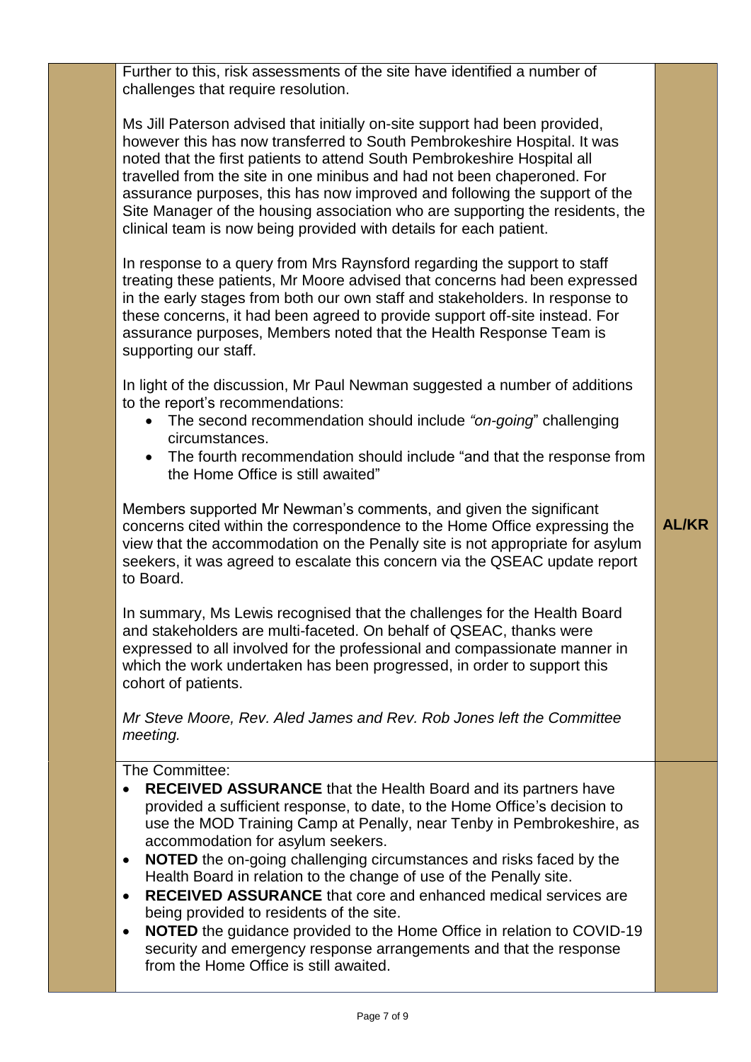| | | |
|---|---|---|
| | Further to this, risk assessments of the site have identified a number of challenges that require resolution.<br><br>Ms Jill Paterson advised that initially on-site support had been provided, however this has now transferred to South Pembrokeshire Hospital. It was noted that the first patients to attend South Pembrokeshire Hospital all travelled from the site in one minibus and had not been chaperoned. For assurance purposes, this has now improved and following the support of the Site Manager of the housing association who are supporting the residents, the clinical team is now being provided with details for each patient.<br><br>In response to a query from Mrs Raynsford regarding the support to staff treating these patients, Mr Moore advised that concerns had been expressed in the early stages from both our own staff and stakeholders. In response to these concerns, it had been agreed to provide support off-site instead. For assurance purposes, Members noted that the Health Response Team is supporting our staff.<br><br>In light of the discussion, Mr Paul Newman suggested a number of additions to the report's recommendations:<br>• The second recommendation should include *"on-going"* challenging circumstances.<br>• The fourth recommendation should include "and that the response from the Home Office is still awaited"<br><br>Members supported Mr Newman's comments, and given the significant concerns cited within the correspondence to the Home Office expressing the view that the accommodation on the Penally site is not appropriate for asylum seekers, it was agreed to escalate this concern via the QSEAC update report to Board.<br><br>In summary, Ms Lewis recognised that the challenges for the Health Board and stakeholders are multi-faceted. On behalf of QSEAC, thanks were expressed to all involved for the professional and compassionate manner in which the work undertaken has been progressed, in order to support this cohort of patients.<br><br>*Mr Steve Moore, Rev. Aled James and Rev. Rob Jones left the Committee meeting.* | **AL/KR** |
| | The Committee:<br>• **RECEIVED ASSURANCE** that the Health Board and its partners have provided a sufficient response, to date, to the Home Office's decision to use the MOD Training Camp at Penally, near Tenby in Pembrokeshire, as accommodation for asylum seekers.<br>• **NOTED** the on-going challenging circumstances and risks faced by the Health Board in relation to the change of use of the Penally site.<br>• **RECEIVED ASSURANCE** that core and enhanced medical services are being provided to residents of the site.<br>• **NOTED** the guidance provided to the Home Office in relation to COVID-19 security and emergency response arrangements and that the response from the Home Office is still awaited. | |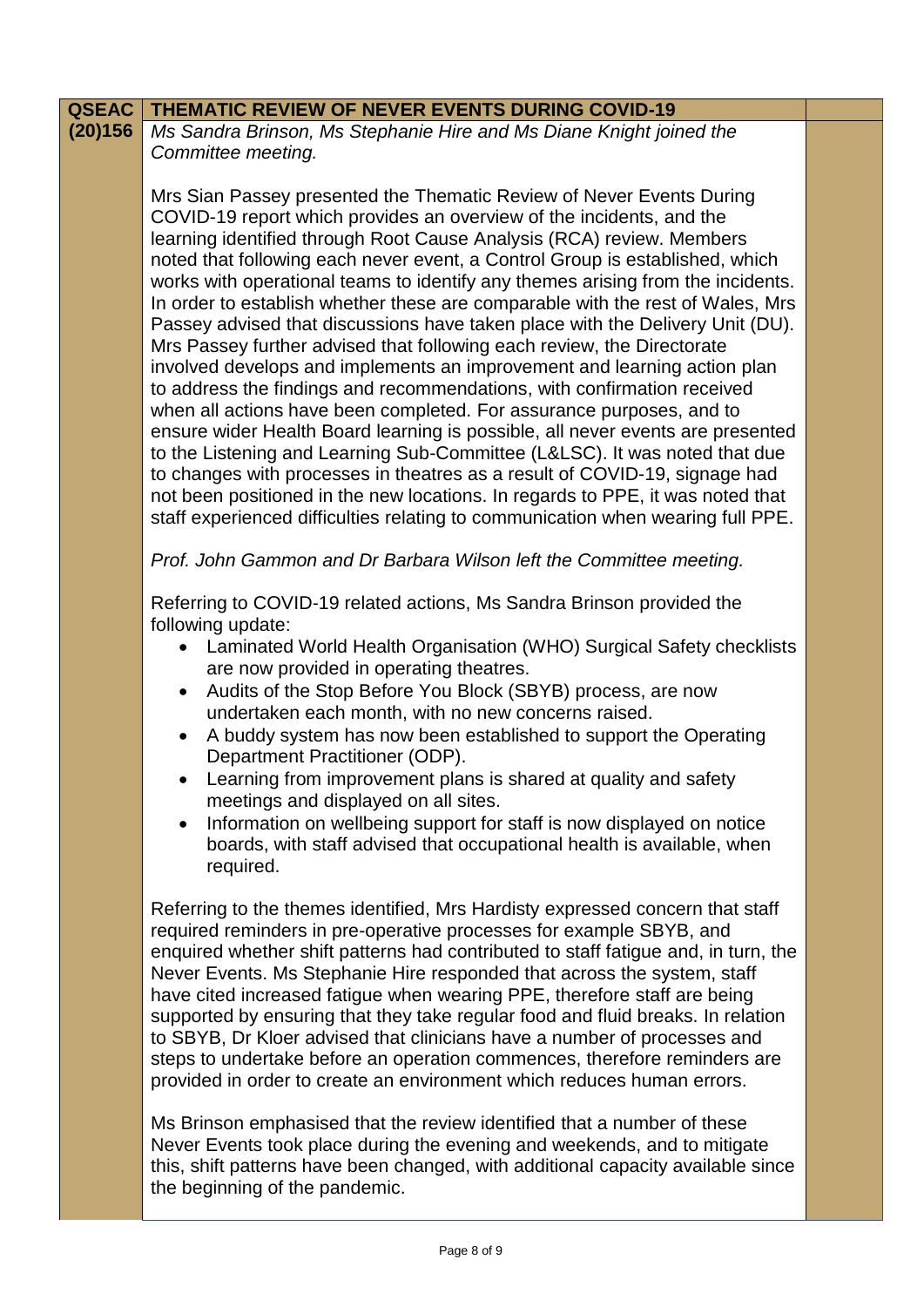| | | |
|---|---|---|
| **QSEAC (20)156** | **THEMATIC REVIEW OF NEVER EVENTS DURING COVID-19**<br><br>*Ms Sandra Brinson, Ms Stephanie Hire and Ms Diane Knight joined the Committee meeting.*<br><br>Mrs Sian Passey presented the Thematic Review of Never Events During COVID-19 report which provides an overview of the incidents, and the learning identified through Root Cause Analysis (RCA) review. Members noted that following each never event, a Control Group is established, which works with operational teams to identify any themes arising from the incidents. In order to establish whether these are comparable with the rest of Wales, Mrs Passey advised that discussions have taken place with the Delivery Unit (DU). Mrs Passey further advised that following each review, the Directorate involved develops and implements an improvement and learning action plan to address the findings and recommendations, with confirmation received when all actions have been completed. For assurance purposes, and to ensure wider Health Board learning is possible, all never events are presented to the Listening and Learning Sub-Committee (L&LSC). It was noted that due to changes with processes in theatres as a result of COVID-19, signage had not been positioned in the new locations. In regards to PPE, it was noted that staff experienced difficulties relating to communication when wearing full PPE.<br><br>*Prof. John Gammon and Dr Barbara Wilson left the Committee meeting.*<br><br>Referring to COVID-19 related actions, Ms Sandra Brinson provided the following update:<br>• Laminated World Health Organisation (WHO) Surgical Safety checklists are now provided in operating theatres.<br>• Audits of the Stop Before You Block (SBYB) process, are now undertaken each month, with no new concerns raised.<br>• A buddy system has now been established to support the Operating Department Practitioner (ODP).<br>• Learning from improvement plans is shared at quality and safety meetings and displayed on all sites.<br>• Information on wellbeing support for staff is now displayed on notice boards, with staff advised that occupational health is available, when required.<br><br>Referring to the themes identified, Mrs Hardisty expressed concern that staff required reminders in pre-operative processes for example SBYB, and enquired whether shift patterns had contributed to staff fatigue and, in turn, the Never Events. Ms Stephanie Hire responded that across the system, staff have cited increased fatigue when wearing PPE, therefore staff are being supported by ensuring that they take regular food and fluid breaks. In relation to SBYB, Dr Kloer advised that clinicians have a number of processes and steps to undertake before an operation commences, therefore reminders are provided in order to create an environment which reduces human errors.<br><br>Ms Brinson emphasised that the review identified that a number of these Never Events took place during the evening and weekends, and to mitigate this, shift patterns have been changed, with additional capacity available since the beginning of the pandemic. | |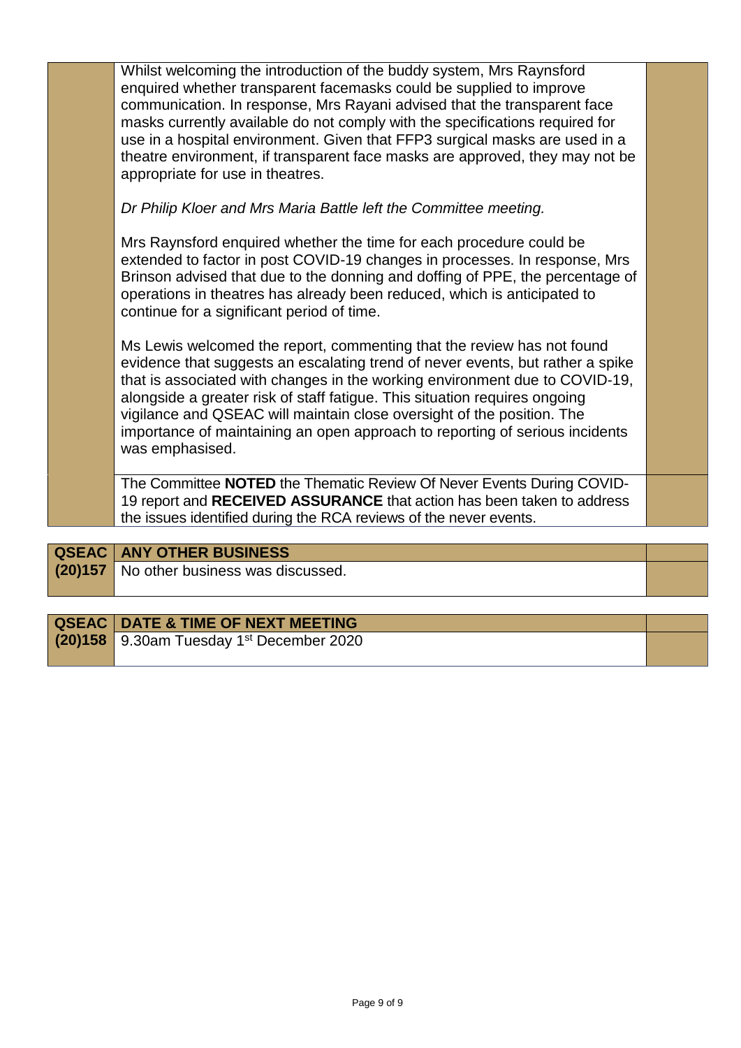| | | |
|---|---|---|
| | Whilst welcoming the introduction of the buddy system, Mrs Raynsford enquired whether transparent facemasks could be supplied to improve communication. In response, Mrs Rayani advised that the transparent face masks currently available do not comply with the specifications required for use in a hospital environment. Given that FFP3 surgical masks are used in a theatre environment, if transparent face masks are approved, they may not be appropriate for use in theatres.<br><br>*Dr Philip Kloer and Mrs Maria Battle left the Committee meeting.*<br><br>Mrs Raynsford enquired whether the time for each procedure could be extended to factor in post COVID-19 changes in processes. In response, Mrs Brinson advised that due to the donning and doffing of PPE, the percentage of operations in theatres has already been reduced, which is anticipated to continue for a significant period of time.<br><br>Ms Lewis welcomed the report, commenting that the review has not found evidence that suggests an escalating trend of never events, but rather a spike that is associated with changes in the working environment due to COVID-19, alongside a greater risk of staff fatigue. This situation requires ongoing vigilance and QSEAC will maintain close oversight of the position. The importance of maintaining an open approach to reporting of serious incidents was emphasised. | |
| | The Committee **NOTED** the Thematic Review Of Never Events During COVID-19 report and **RECEIVED ASSURANCE** that action has been taken to address the issues identified during the RCA reviews of the never events. | |

| | | |
|---|---|---|
| **QSEAC** | **ANY OTHER BUSINESS** | |
| **(20)157** | No other business was discussed. | |

| | | |
|---|---|---|
| **QSEAC** | **DATE & TIME OF NEXT MEETING** | |
| **(20)158** | 9.30am Tuesday 1st December 2020 | |